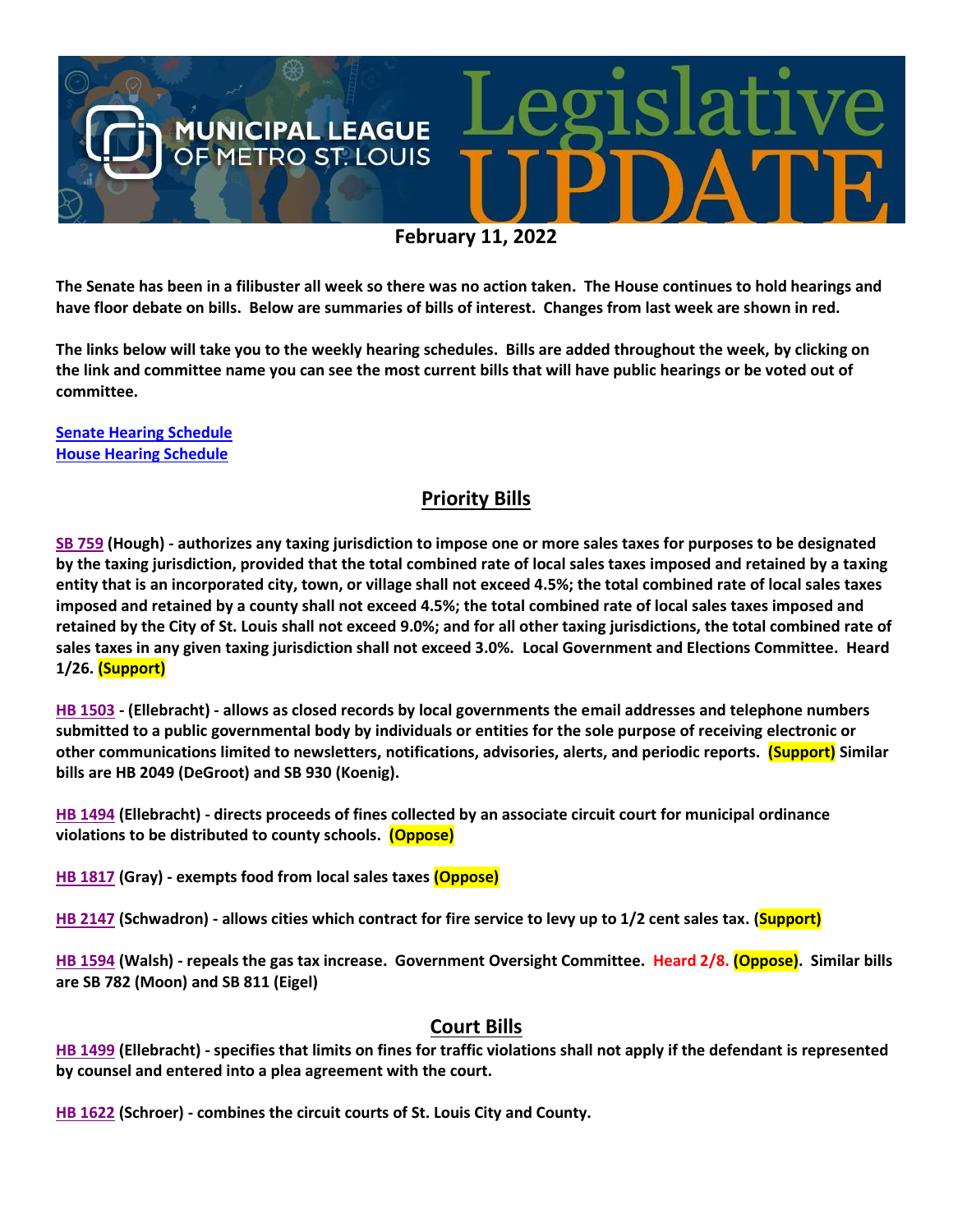# MUNICIPAL LEAGUE OF METRO ST. LOUIS Legislative UPDATE

**February 11, 2022**

**The Senate has been in a filibuster all week so there was no action taken. The House continues to hold hearings and have floor debate on bills. Below are summaries of bills of interest. Changes from last week are shown in red.**

**The links below will take you to the weekly hearing schedules. Bills are added throughout the week, by clicking on the link and committee name you can see the most current bills that will have public hearings or be voted out of committee.**

**Senate Hearing Schedule**
**House Hearing Schedule**

## Priority Bills

**SB 759 (Hough) - authorizes any taxing jurisdiction to impose one or more sales taxes for purposes to be designated by the taxing jurisdiction, provided that the total combined rate of local sales taxes imposed and retained by a taxing entity that is an incorporated city, town, or village shall not exceed 4.5%; the total combined rate of local sales taxes imposed and retained by a county shall not exceed 4.5%; the total combined rate of local sales taxes imposed and retained by the City of St. Louis shall not exceed 9.0%; and for all other taxing jurisdictions, the total combined rate of sales taxes in any given taxing jurisdiction shall not exceed 3.0%. Local Government and Elections Committee. Heard 1/26. (Support)**

**HB 1503 - (Ellebracht) - allows as closed records by local governments the email addresses and telephone numbers submitted to a public governmental body by individuals or entities for the sole purpose of receiving electronic or other communications limited to newsletters, notifications, advisories, alerts, and periodic reports. (Support) Similar bills are HB 2049 (DeGroot) and SB 930 (Koenig).**

**HB 1494 (Ellebracht) - directs proceeds of fines collected by an associate circuit court for municipal ordinance violations to be distributed to county schools. (Oppose)**

**HB 1817 (Gray) - exempts food from local sales taxes (Oppose)**

**HB 2147 (Schwadron) - allows cities which contract for fire service to levy up to 1/2 cent sales tax. (Support)**

**HB 1594 (Walsh) - repeals the gas tax increase. Government Oversight Committee. Heard 2/8. (Oppose). Similar bills are SB 782 (Moon) and SB 811 (Eigel)**

## Court Bills

**HB 1499 (Ellebracht) - specifies that limits on fines for traffic violations shall not apply if the defendant is represented by counsel and entered into a plea agreement with the court.**

**HB 1622 (Schroer) - combines the circuit courts of St. Louis City and County.**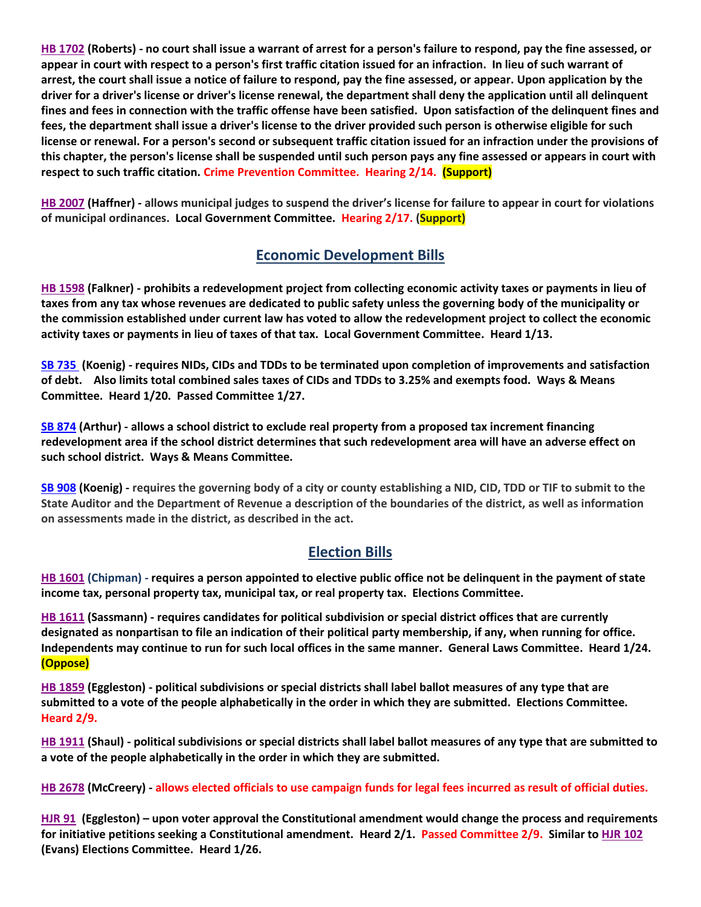**HB 1702** **(Roberts) - no court shall issue a warrant of arrest for a person's failure to respond, pay the fine assessed, or appear in court with respect to a person's first traffic citation issued for an infraction. In lieu of such warrant of arrest, the court shall issue a notice of failure to respond, pay the fine assessed, or appear. Upon application by the driver for a driver's license or driver's license renewal, the department shall deny the application until all delinquent fines and fees in connection with the traffic offense have been satisfied. Upon satisfaction of the delinquent fines and fees, the department shall issue a driver's license to the driver provided such person is otherwise eligible for such license or renewal. For a person's second or subsequent traffic citation issued for an infraction under the provisions of this chapter, the person's license shall be suspended until such person pays any fine assessed or appears in court with respect to such traffic citation. Crime Prevention Committee. Hearing 2/14. (Support)**

**HB 2007** **(Haffner) - allows municipal judges to suspend the driver's license for failure to appear in court for violations of municipal ordinances. Local Government Committee. Hearing 2/17. (Support)**

## Economic Development Bills

**HB 1598** **(Falkner) - prohibits a redevelopment project from collecting economic activity taxes or payments in lieu of taxes from any tax whose revenues are dedicated to public safety unless the governing body of the municipality or the commission established under current law has voted to allow the redevelopment project to collect the economic activity taxes or payments in lieu of taxes of that tax. Local Government Committee. Heard 1/13.**

**SB 735** **(Koenig) - requires NIDs, CIDs and TDDs to be terminated upon completion of improvements and satisfaction of debt. Also limits total combined sales taxes of CIDs and TDDs to 3.25% and exempts food. Ways & Means Committee. Heard 1/20. Passed Committee 1/27.**

**SB 874** **(Arthur) - allows a school district to exclude real property from a proposed tax increment financing redevelopment area if the school district determines that such redevelopment area will have an adverse effect on such school district. Ways & Means Committee.**

**SB 908** **(Koenig) - requires the governing body of a city or county establishing a NID, CID, TDD or TIF to submit to the State Auditor and the Department of Revenue a description of the boundaries of the district, as well as information on assessments made in the district, as described in the act.**

## Election Bills

**HB 1601** **(Chipman) - requires a person appointed to elective public office not be delinquent in the payment of state income tax, personal property tax, municipal tax, or real property tax. Elections Committee.**

**HB 1611** **(Sassmann) - requires candidates for political subdivision or special district offices that are currently designated as nonpartisan to file an indication of their political party membership, if any, when running for office. Independents may continue to run for such local offices in the same manner. General Laws Committee. Heard 1/24. (Oppose)**

**HB 1859** **(Eggleston) - political subdivisions or special districts shall label ballot measures of any type that are submitted to a vote of the people alphabetically in the order in which they are submitted. Elections Committee. Heard 2/9.**

**HB 1911** **(Shaul) - political subdivisions or special districts shall label ballot measures of any type that are submitted to a vote of the people alphabetically in the order in which they are submitted.**

**HB 2678** **(McCreery) - allows elected officials to use campaign funds for legal fees incurred as result of official duties.**

**HJR 91** **(Eggleston) – upon voter approval the Constitutional amendment would change the process and requirements for initiative petitions seeking a Constitutional amendment. Heard 2/1. Passed Committee 2/9. Similar to HJR 102 (Evans) Elections Committee. Heard 1/26.**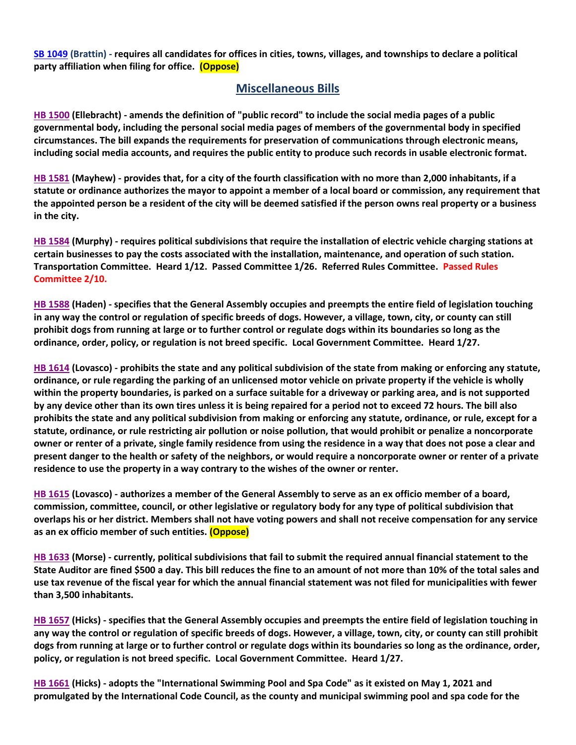**SB 1049 (Brattin) - requires all candidates for offices in cities, towns, villages, and townships to declare a political party affiliation when filing for office. (Oppose)**

## Miscellaneous Bills

**HB 1500 (Ellebracht) - amends the definition of "public record" to include the social media pages of a public governmental body, including the personal social media pages of members of the governmental body in specified circumstances. The bill expands the requirements for preservation of communications through electronic means, including social media accounts, and requires the public entity to produce such records in usable electronic format.**

**HB 1581 (Mayhew) - provides that, for a city of the fourth classification with no more than 2,000 inhabitants, if a statute or ordinance authorizes the mayor to appoint a member of a local board or commission, any requirement that the appointed person be a resident of the city will be deemed satisfied if the person owns real property or a business in the city.**

**HB 1584 (Murphy) - requires political subdivisions that require the installation of electric vehicle charging stations at certain businesses to pay the costs associated with the installation, maintenance, and operation of such station. Transportation Committee. Heard 1/12. Passed Committee 1/26. Referred Rules Committee. Passed Rules Committee 2/10.**

**HB 1588 (Haden) - specifies that the General Assembly occupies and preempts the entire field of legislation touching in any way the control or regulation of specific breeds of dogs. However, a village, town, city, or county can still prohibit dogs from running at large or to further control or regulate dogs within its boundaries so long as the ordinance, order, policy, or regulation is not breed specific. Local Government Committee. Heard 1/27.**

**HB 1614 (Lovasco) - prohibits the state and any political subdivision of the state from making or enforcing any statute, ordinance, or rule regarding the parking of an unlicensed motor vehicle on private property if the vehicle is wholly within the property boundaries, is parked on a surface suitable for a driveway or parking area, and is not supported by any device other than its own tires unless it is being repaired for a period not to exceed 72 hours. The bill also prohibits the state and any political subdivision from making or enforcing any statute, ordinance, or rule, except for a statute, ordinance, or rule restricting air pollution or noise pollution, that would prohibit or penalize a noncorporate owner or renter of a private, single family residence from using the residence in a way that does not pose a clear and present danger to the health or safety of the neighbors, or would require a noncorporate owner or renter of a private residence to use the property in a way contrary to the wishes of the owner or renter.**

**HB 1615 (Lovasco) - authorizes a member of the General Assembly to serve as an ex officio member of a board, commission, committee, council, or other legislative or regulatory body for any type of political subdivision that overlaps his or her district. Members shall not have voting powers and shall not receive compensation for any service as an ex officio member of such entities. (Oppose)**

**HB 1633 (Morse) - currently, political subdivisions that fail to submit the required annual financial statement to the State Auditor are fined $500 a day. This bill reduces the fine to an amount of not more than 10% of the total sales and use tax revenue of the fiscal year for which the annual financial statement was not filed for municipalities with fewer than 3,500 inhabitants.**

**HB 1657 (Hicks) - specifies that the General Assembly occupies and preempts the entire field of legislation touching in any way the control or regulation of specific breeds of dogs. However, a village, town, city, or county can still prohibit dogs from running at large or to further control or regulate dogs within its boundaries so long as the ordinance, order, policy, or regulation is not breed specific. Local Government Committee. Heard 1/27.**

**HB 1661 (Hicks) - adopts the "International Swimming Pool and Spa Code" as it existed on May 1, 2021 and promulgated by the International Code Council, as the county and municipal swimming pool and spa code for the**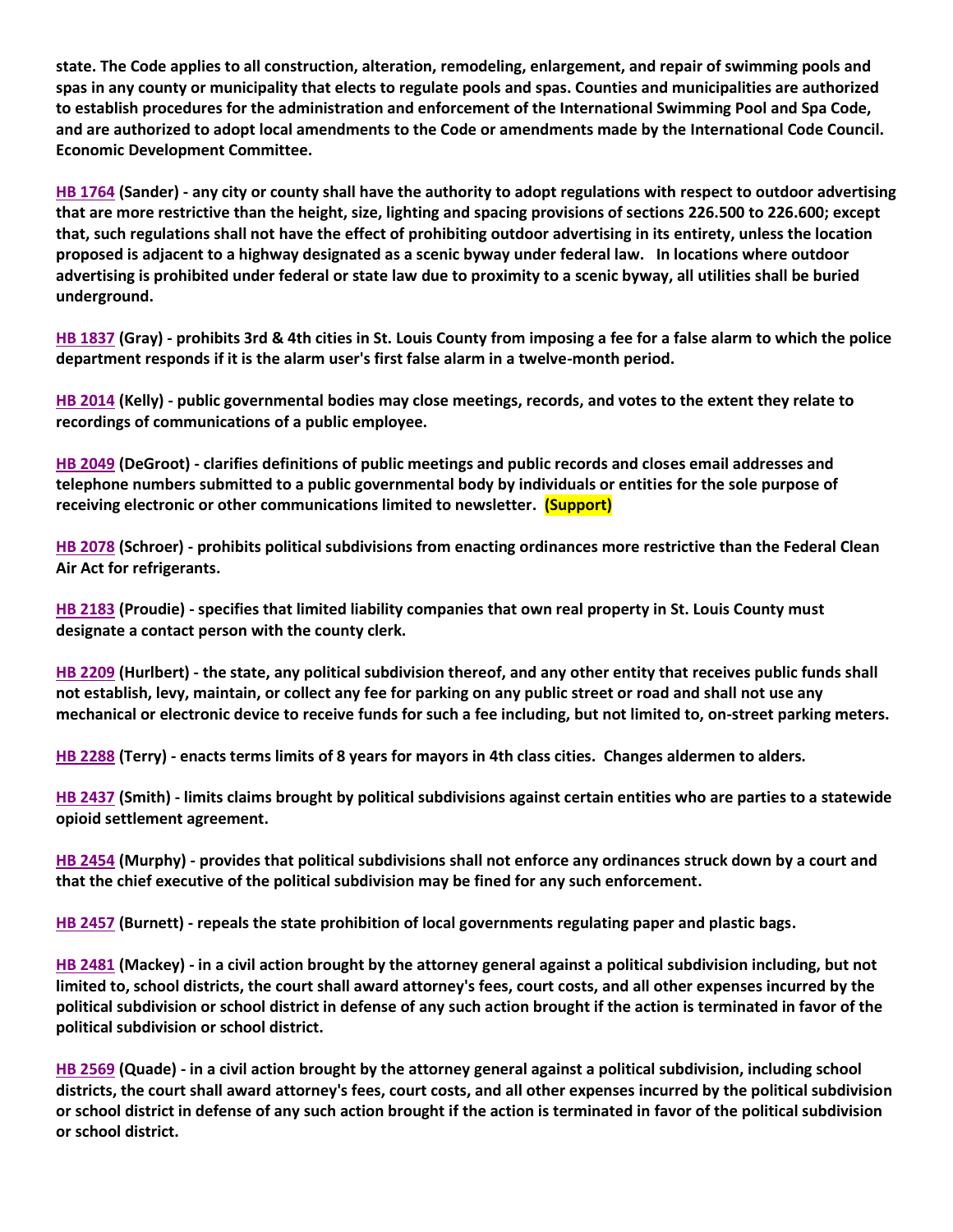**state. The Code applies to all construction, alteration, remodeling, enlargement, and repair of swimming pools and spas in any county or municipality that elects to regulate pools and spas. Counties and municipalities are authorized to establish procedures for the administration and enforcement of the International Swimming Pool and Spa Code, and are authorized to adopt local amendments to the Code or amendments made by the International Code Council. Economic Development Committee.**

**HB 1764 (Sander) - any city or county shall have the authority to adopt regulations with respect to outdoor advertising that are more restrictive than the height, size, lighting and spacing provisions of sections 226.500 to 226.600; except that, such regulations shall not have the effect of prohibiting outdoor advertising in its entirety, unless the location proposed is adjacent to a highway designated as a scenic byway under federal law. In locations where outdoor advertising is prohibited under federal or state law due to proximity to a scenic byway, all utilities shall be buried underground.**

**HB 1837 (Gray) - prohibits 3rd & 4th cities in St. Louis County from imposing a fee for a false alarm to which the police department responds if it is the alarm user's first false alarm in a twelve-month period.**

**HB 2014 (Kelly) - public governmental bodies may close meetings, records, and votes to the extent they relate to recordings of communications of a public employee.**

**HB 2049 (DeGroot) - clarifies definitions of public meetings and public records and closes email addresses and telephone numbers submitted to a public governmental body by individuals or entities for the sole purpose of receiving electronic or other communications limited to newsletter. (Support)**

**HB 2078 (Schroer) - prohibits political subdivisions from enacting ordinances more restrictive than the Federal Clean Air Act for refrigerants.**

**HB 2183 (Proudie) - specifies that limited liability companies that own real property in St. Louis County must designate a contact person with the county clerk.**

**HB 2209 (Hurlbert) - the state, any political subdivision thereof, and any other entity that receives public funds shall not establish, levy, maintain, or collect any fee for parking on any public street or road and shall not use any mechanical or electronic device to receive funds for such a fee including, but not limited to, on-street parking meters.**

**HB 2288 (Terry) - enacts terms limits of 8 years for mayors in 4th class cities. Changes aldermen to alders.**

**HB 2437 (Smith) - limits claims brought by political subdivisions against certain entities who are parties to a statewide opioid settlement agreement.**

**HB 2454 (Murphy) - provides that political subdivisions shall not enforce any ordinances struck down by a court and that the chief executive of the political subdivision may be fined for any such enforcement.**

**HB 2457 (Burnett) - repeals the state prohibition of local governments regulating paper and plastic bags.**

**HB 2481 (Mackey) - in a civil action brought by the attorney general against a political subdivision including, but not limited to, school districts, the court shall award attorney's fees, court costs, and all other expenses incurred by the political subdivision or school district in defense of any such action brought if the action is terminated in favor of the political subdivision or school district.**

**HB 2569 (Quade) - in a civil action brought by the attorney general against a political subdivision, including school districts, the court shall award attorney's fees, court costs, and all other expenses incurred by the political subdivision or school district in defense of any such action brought if the action is terminated in favor of the political subdivision or school district.**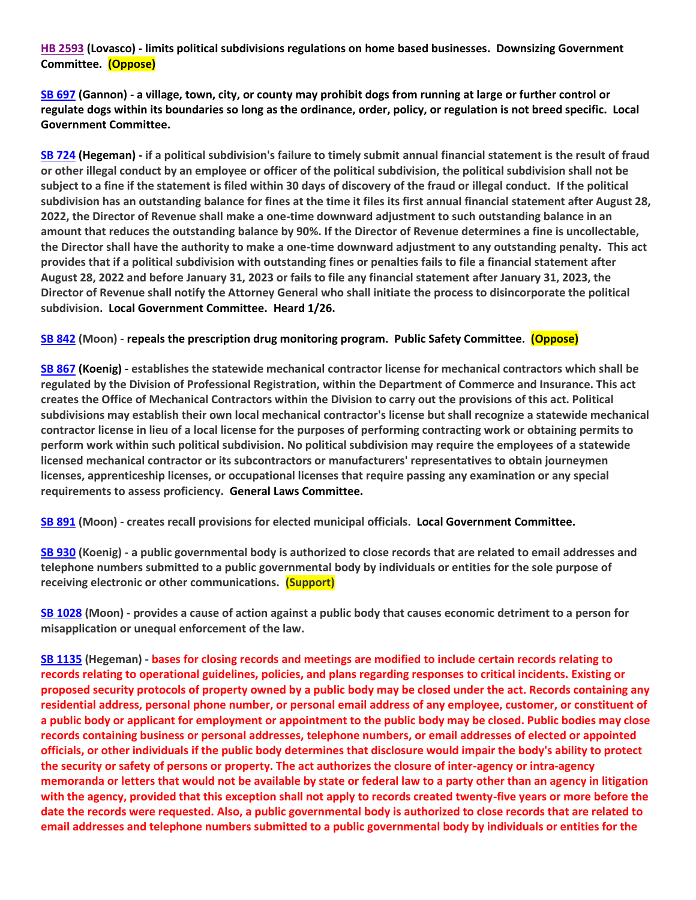**HB 2593 (Lovasco) - limits political subdivisions regulations on home based businesses. Downsizing Government Committee. (Oppose)**

**SB 697 (Gannon) - a village, town, city, or county may prohibit dogs from running at large or further control or regulate dogs within its boundaries so long as the ordinance, order, policy, or regulation is not breed specific. Local Government Committee.**

**SB 724 (Hegeman) - if a political subdivision's failure to timely submit annual financial statement is the result of fraud or other illegal conduct by an employee or officer of the political subdivision, the political subdivision shall not be subject to a fine if the statement is filed within 30 days of discovery of the fraud or illegal conduct. If the political subdivision has an outstanding balance for fines at the time it files its first annual financial statement after August 28, 2022, the Director of Revenue shall make a one-time downward adjustment to such outstanding balance in an amount that reduces the outstanding balance by 90%. If the Director of Revenue determines a fine is uncollectable, the Director shall have the authority to make a one-time downward adjustment to any outstanding penalty. This act provides that if a political subdivision with outstanding fines or penalties fails to file a financial statement after August 28, 2022 and before January 31, 2023 or fails to file any financial statement after January 31, 2023, the Director of Revenue shall notify the Attorney General who shall initiate the process to disincorporate the political subdivision. Local Government Committee. Heard 1/26.**

**SB 842 (Moon) - repeals the prescription drug monitoring program. Public Safety Committee. (Oppose)**

**SB 867 (Koenig) - establishes the statewide mechanical contractor license for mechanical contractors which shall be regulated by the Division of Professional Registration, within the Department of Commerce and Insurance. This act creates the Office of Mechanical Contractors within the Division to carry out the provisions of this act. Political subdivisions may establish their own local mechanical contractor's license but shall recognize a statewide mechanical contractor license in lieu of a local license for the purposes of performing contracting work or obtaining permits to perform work within such political subdivision. No political subdivision may require the employees of a statewide licensed mechanical contractor or its subcontractors or manufacturers' representatives to obtain journeymen licenses, apprenticeship licenses, or occupational licenses that require passing any examination or any special requirements to assess proficiency. General Laws Committee.**

**SB 891 (Moon) - creates recall provisions for elected municipal officials. Local Government Committee.**

**SB 930 (Koenig) - a public governmental body is authorized to close records that are related to email addresses and telephone numbers submitted to a public governmental body by individuals or entities for the sole purpose of receiving electronic or other communications. (Support)**

**SB 1028 (Moon) - provides a cause of action against a public body that causes economic detriment to a person for misapplication or unequal enforcement of the law.**

**SB 1135 (Hegeman) - bases for closing records and meetings are modified to include certain records relating to records relating to operational guidelines, policies, and plans regarding responses to critical incidents. Existing or proposed security protocols of property owned by a public body may be closed under the act. Records containing any residential address, personal phone number, or personal email address of any employee, customer, or constituent of a public body or applicant for employment or appointment to the public body may be closed. Public bodies may close records containing business or personal addresses, telephone numbers, or email addresses of elected or appointed officials, or other individuals if the public body determines that disclosure would impair the body's ability to protect the security or safety of persons or property. The act authorizes the closure of inter-agency or intra-agency memoranda or letters that would not be available by state or federal law to a party other than an agency in litigation with the agency, provided that this exception shall not apply to records created twenty-five years or more before the date the records were requested. Also, a public governmental body is authorized to close records that are related to email addresses and telephone numbers submitted to a public governmental body by individuals or entities for the**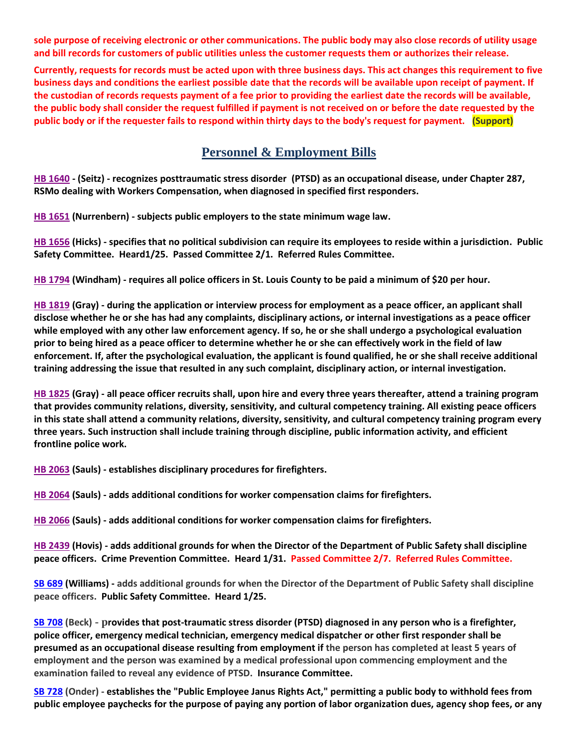**sole purpose of receiving electronic or other communications. The public body may also close records of utility usage and bill records for customers of public utilities unless the customer requests them or authorizes their release.**

**Currently, requests for records must be acted upon with three business days. This act changes this requirement to five business days and conditions the earliest possible date that the records will be available upon receipt of payment. If the custodian of records requests payment of a fee prior to providing the earliest date the records will be available, the public body shall consider the request fulfilled if payment is not received on or before the date requested by the public body or if the requester fails to respond within thirty days to the body's request for payment. (Support)**

## Personnel & Employment Bills

**HB 1640 - (Seitz) - recognizes posttraumatic stress disorder (PTSD) as an occupational disease, under Chapter 287, RSMo dealing with Workers Compensation, when diagnosed in specified first responders.**

**HB 1651 (Nurrenbern) - subjects public employers to the state minimum wage law.**

**HB 1656 (Hicks) - specifies that no political subdivision can require its employees to reside within a jurisdiction. Public Safety Committee. Heard1/25. Passed Committee 2/1. Referred Rules Committee.**

**HB 1794 (Windham) - requires all police officers in St. Louis County to be paid a minimum of $20 per hour.**

**HB 1819 (Gray) - during the application or interview process for employment as a peace officer, an applicant shall disclose whether he or she has had any complaints, disciplinary actions, or internal investigations as a peace officer while employed with any other law enforcement agency. If so, he or she shall undergo a psychological evaluation prior to being hired as a peace officer to determine whether he or she can effectively work in the field of law enforcement. If, after the psychological evaluation, the applicant is found qualified, he or she shall receive additional training addressing the issue that resulted in any such complaint, disciplinary action, or internal investigation.**

**HB 1825 (Gray) - all peace officer recruits shall, upon hire and every three years thereafter, attend a training program that provides community relations, diversity, sensitivity, and cultural competency training. All existing peace officers in this state shall attend a community relations, diversity, sensitivity, and cultural competency training program every three years. Such instruction shall include training through discipline, public information activity, and efficient frontline police work.**

**HB 2063 (Sauls) - establishes disciplinary procedures for firefighters.**

**HB 2064 (Sauls) - adds additional conditions for worker compensation claims for firefighters.**

**HB 2066 (Sauls) - adds additional conditions for worker compensation claims for firefighters.**

**HB 2439 (Hovis) - adds additional grounds for when the Director of the Department of Public Safety shall discipline peace officers. Crime Prevention Committee. Heard 1/31. Passed Committee 2/7. Referred Rules Committee.**

**SB 689 (Williams) - adds additional grounds for when the Director of the Department of Public Safety shall discipline peace officers. Public Safety Committee. Heard 1/25.**

**SB 708 (Beck) - provides that post-traumatic stress disorder (PTSD) diagnosed in any person who is a firefighter, police officer, emergency medical technician, emergency medical dispatcher or other first responder shall be presumed as an occupational disease resulting from employment if the person has completed at least 5 years of employment and the person was examined by a medical professional upon commencing employment and the examination failed to reveal any evidence of PTSD. Insurance Committee.**

**SB 728 (Onder) - establishes the "Public Employee Janus Rights Act," permitting a public body to withhold fees from public employee paychecks for the purpose of paying any portion of labor organization dues, agency shop fees, or any**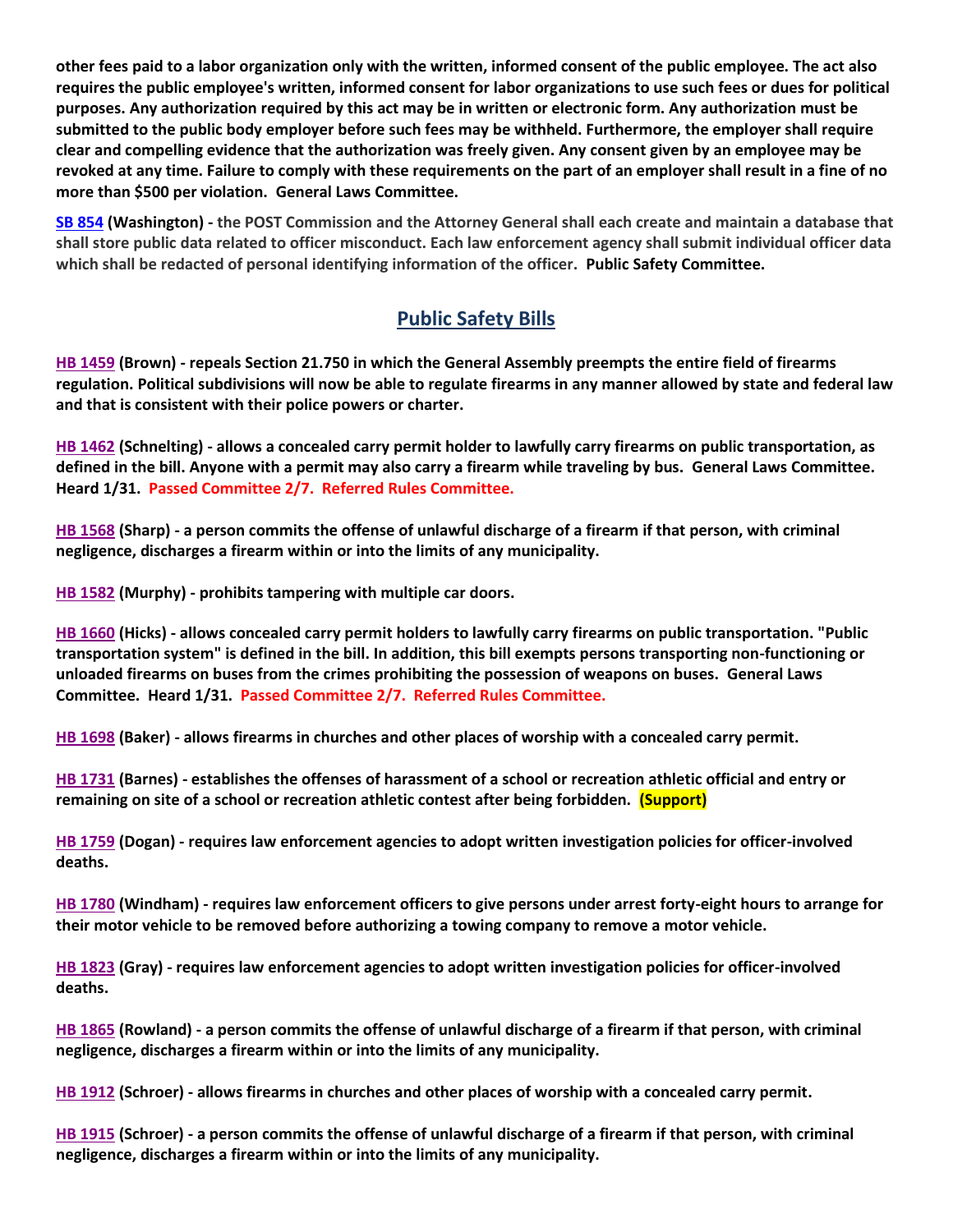**other fees paid to a labor organization only with the written, informed consent of the public employee. The act also requires the public employee's written, informed consent for labor organizations to use such fees or dues for political purposes. Any authorization required by this act may be in written or electronic form. Any authorization must be submitted to the public body employer before such fees may be withheld. Furthermore, the employer shall require clear and compelling evidence that the authorization was freely given. Any consent given by an employee may be revoked at any time. Failure to comply with these requirements on the part of an employer shall result in a fine of no more than $500 per violation. General Laws Committee.**

**SB 854 (Washington) - the POST Commission and the Attorney General shall each create and maintain a database that shall store public data related to officer misconduct. Each law enforcement agency shall submit individual officer data which shall be redacted of personal identifying information of the officer. Public Safety Committee.**

## Public Safety Bills

**HB 1459 (Brown) - repeals Section 21.750 in which the General Assembly preempts the entire field of firearms regulation. Political subdivisions will now be able to regulate firearms in any manner allowed by state and federal law and that is consistent with their police powers or charter.**

**HB 1462 (Schnelting) - allows a concealed carry permit holder to lawfully carry firearms on public transportation, as defined in the bill. Anyone with a permit may also carry a firearm while traveling by bus. General Laws Committee. Heard 1/31. Passed Committee 2/7. Referred Rules Committee.**

**HB 1568 (Sharp) - a person commits the offense of unlawful discharge of a firearm if that person, with criminal negligence, discharges a firearm within or into the limits of any municipality.**

**HB 1582 (Murphy) - prohibits tampering with multiple car doors.**

**HB 1660 (Hicks) - allows concealed carry permit holders to lawfully carry firearms on public transportation. "Public transportation system" is defined in the bill. In addition, this bill exempts persons transporting non-functioning or unloaded firearms on buses from the crimes prohibiting the possession of weapons on buses. General Laws Committee. Heard 1/31. Passed Committee 2/7. Referred Rules Committee.**

**HB 1698 (Baker) - allows firearms in churches and other places of worship with a concealed carry permit.**

**HB 1731 (Barnes) - establishes the offenses of harassment of a school or recreation athletic official and entry or remaining on site of a school or recreation athletic contest after being forbidden. (Support)**

**HB 1759 (Dogan) - requires law enforcement agencies to adopt written investigation policies for officer-involved deaths.**

**HB 1780 (Windham) - requires law enforcement officers to give persons under arrest forty-eight hours to arrange for their motor vehicle to be removed before authorizing a towing company to remove a motor vehicle.**

**HB 1823 (Gray) - requires law enforcement agencies to adopt written investigation policies for officer-involved deaths.**

**HB 1865 (Rowland) - a person commits the offense of unlawful discharge of a firearm if that person, with criminal negligence, discharges a firearm within or into the limits of any municipality.**

**HB 1912 (Schroer) - allows firearms in churches and other places of worship with a concealed carry permit.**

**HB 1915 (Schroer) - a person commits the offense of unlawful discharge of a firearm if that person, with criminal negligence, discharges a firearm within or into the limits of any municipality.**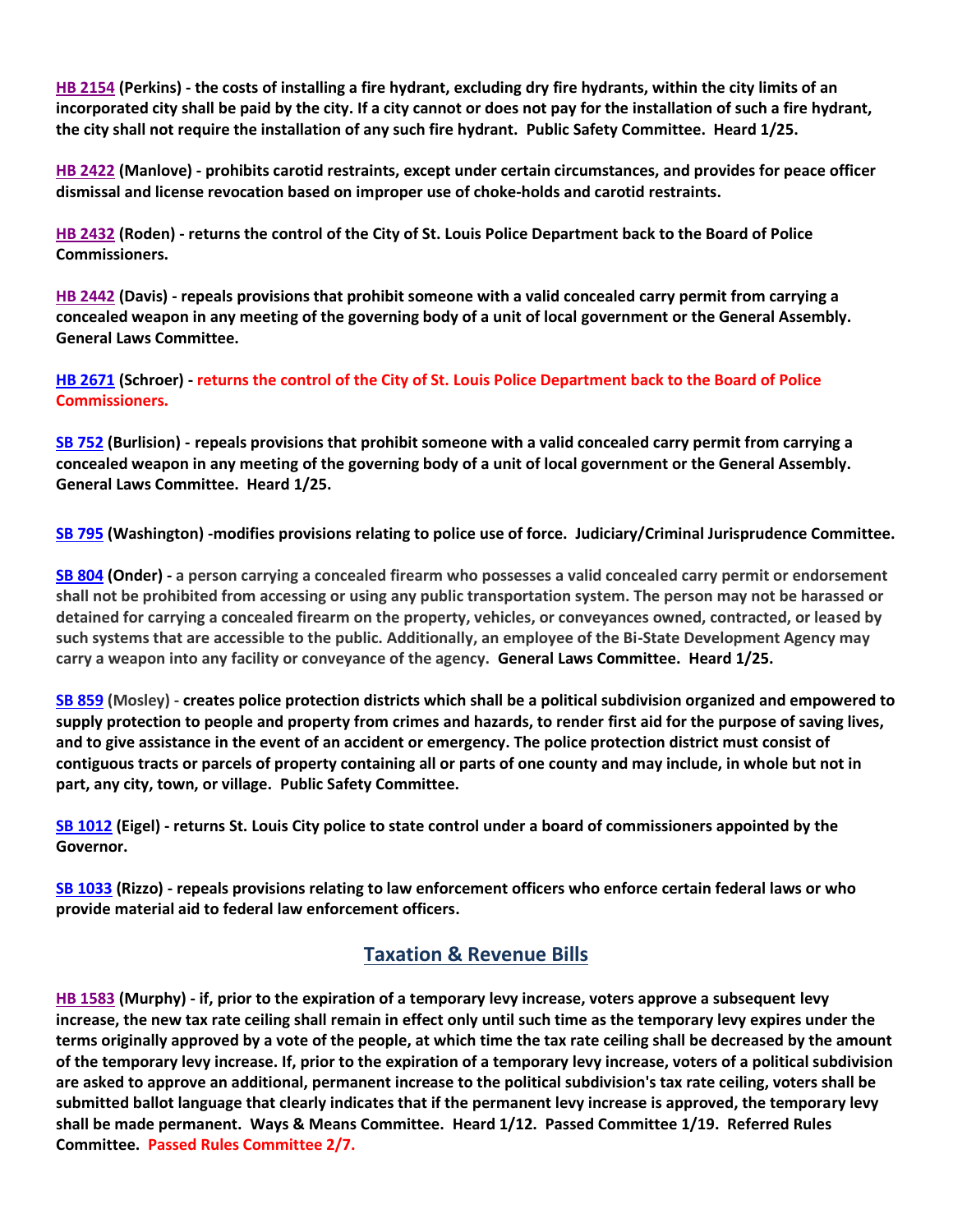**HB 2154 (Perkins) - the costs of installing a fire hydrant, excluding dry fire hydrants, within the city limits of an incorporated city shall be paid by the city. If a city cannot or does not pay for the installation of such a fire hydrant, the city shall not require the installation of any such fire hydrant. Public Safety Committee. Heard 1/25.**

**HB 2422 (Manlove) - prohibits carotid restraints, except under certain circumstances, and provides for peace officer dismissal and license revocation based on improper use of choke-holds and carotid restraints.**

**HB 2432 (Roden) - returns the control of the City of St. Louis Police Department back to the Board of Police Commissioners.**

**HB 2442 (Davis) - repeals provisions that prohibit someone with a valid concealed carry permit from carrying a concealed weapon in any meeting of the governing body of a unit of local government or the General Assembly. General Laws Committee.**

**HB 2671 (Schroer) - returns the control of the City of St. Louis Police Department back to the Board of Police Commissioners.**

**SB 752 (Burlision) - repeals provisions that prohibit someone with a valid concealed carry permit from carrying a concealed weapon in any meeting of the governing body of a unit of local government or the General Assembly. General Laws Committee. Heard 1/25.**

**SB 795 (Washington) -modifies provisions relating to police use of force. Judiciary/Criminal Jurisprudence Committee.**

**SB 804 (Onder) - a person carrying a concealed firearm who possesses a valid concealed carry permit or endorsement shall not be prohibited from accessing or using any public transportation system. The person may not be harassed or detained for carrying a concealed firearm on the property, vehicles, or conveyances owned, contracted, or leased by such systems that are accessible to the public. Additionally, an employee of the Bi-State Development Agency may carry a weapon into any facility or conveyance of the agency. General Laws Committee. Heard 1/25.**

**SB 859 (Mosley) - creates police protection districts which shall be a political subdivision organized and empowered to supply protection to people and property from crimes and hazards, to render first aid for the purpose of saving lives, and to give assistance in the event of an accident or emergency. The police protection district must consist of contiguous tracts or parcels of property containing all or parts of one county and may include, in whole but not in part, any city, town, or village. Public Safety Committee.**

**SB 1012 (Eigel) - returns St. Louis City police to state control under a board of commissioners appointed by the Governor.**

**SB 1033 (Rizzo) - repeals provisions relating to law enforcement officers who enforce certain federal laws or who provide material aid to federal law enforcement officers.**

## Taxation & Revenue Bills

**HB 1583 (Murphy) - if, prior to the expiration of a temporary levy increase, voters approve a subsequent levy increase, the new tax rate ceiling shall remain in effect only until such time as the temporary levy expires under the terms originally approved by a vote of the people, at which time the tax rate ceiling shall be decreased by the amount of the temporary levy increase. If, prior to the expiration of a temporary levy increase, voters of a political subdivision are asked to approve an additional, permanent increase to the political subdivision's tax rate ceiling, voters shall be submitted ballot language that clearly indicates that if the permanent levy increase is approved, the temporary levy shall be made permanent. Ways & Means Committee. Heard 1/12. Passed Committee 1/19. Referred Rules Committee. Passed Rules Committee 2/7.**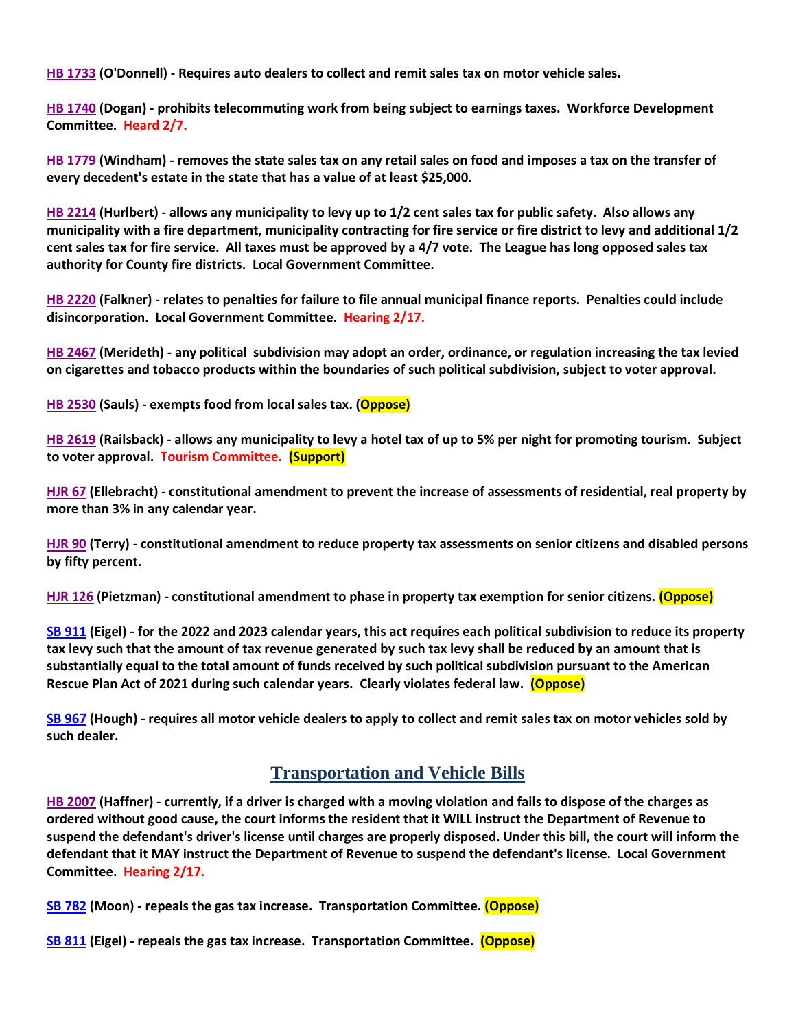**HB 1733 (O'Donnell) - Requires auto dealers to collect and remit sales tax on motor vehicle sales.**

**HB 1740 (Dogan) - prohibits telecommuting work from being subject to earnings taxes. Workforce Development Committee. Heard 2/7.**

**HB 1779 (Windham) - removes the state sales tax on any retail sales on food and imposes a tax on the transfer of every decedent's estate in the state that has a value of at least $25,000.**

**HB 2214 (Hurlbert) - allows any municipality to levy up to 1/2 cent sales tax for public safety. Also allows any municipality with a fire department, municipality contracting for fire service or fire district to levy and additional 1/2 cent sales tax for fire service. All taxes must be approved by a 4/7 vote. The League has long opposed sales tax authority for County fire districts. Local Government Committee.**

**HB 2220 (Falkner) - relates to penalties for failure to file annual municipal finance reports. Penalties could include disincorporation. Local Government Committee. Hearing 2/17.**

**HB 2467 (Merideth) - any political subdivision may adopt an order, ordinance, or regulation increasing the tax levied on cigarettes and tobacco products within the boundaries of such political subdivision, subject to voter approval.**

**HB 2530 (Sauls) - exempts food from local sales tax. (Oppose)**

**HB 2619 (Railsback) - allows any municipality to levy a hotel tax of up to 5% per night for promoting tourism. Subject to voter approval. Tourism Committee. (Support)**

**HJR 67 (Ellebracht) - constitutional amendment to prevent the increase of assessments of residential, real property by more than 3% in any calendar year.**

**HJR 90 (Terry) - constitutional amendment to reduce property tax assessments on senior citizens and disabled persons by fifty percent.**

**HJR 126 (Pietzman) - constitutional amendment to phase in property tax exemption for senior citizens. (Oppose)**

**SB 911 (Eigel) - for the 2022 and 2023 calendar years, this act requires each political subdivision to reduce its property tax levy such that the amount of tax revenue generated by such tax levy shall be reduced by an amount that is substantially equal to the total amount of funds received by such political subdivision pursuant to the American Rescue Plan Act of 2021 during such calendar years. Clearly violates federal law. (Oppose)**

**SB 967 (Hough) - requires all motor vehicle dealers to apply to collect and remit sales tax on motor vehicles sold by such dealer.**

## Transportation and Vehicle Bills

**HB 2007 (Haffner) - currently, if a driver is charged with a moving violation and fails to dispose of the charges as ordered without good cause, the court informs the resident that it WILL instruct the Department of Revenue to suspend the defendant's driver's license until charges are properly disposed. Under this bill, the court will inform the defendant that it MAY instruct the Department of Revenue to suspend the defendant's license. Local Government Committee. Hearing 2/17.**

**SB 782 (Moon) - repeals the gas tax increase. Transportation Committee. (Oppose)**

**SB 811 (Eigel) - repeals the gas tax increase. Transportation Committee. (Oppose)**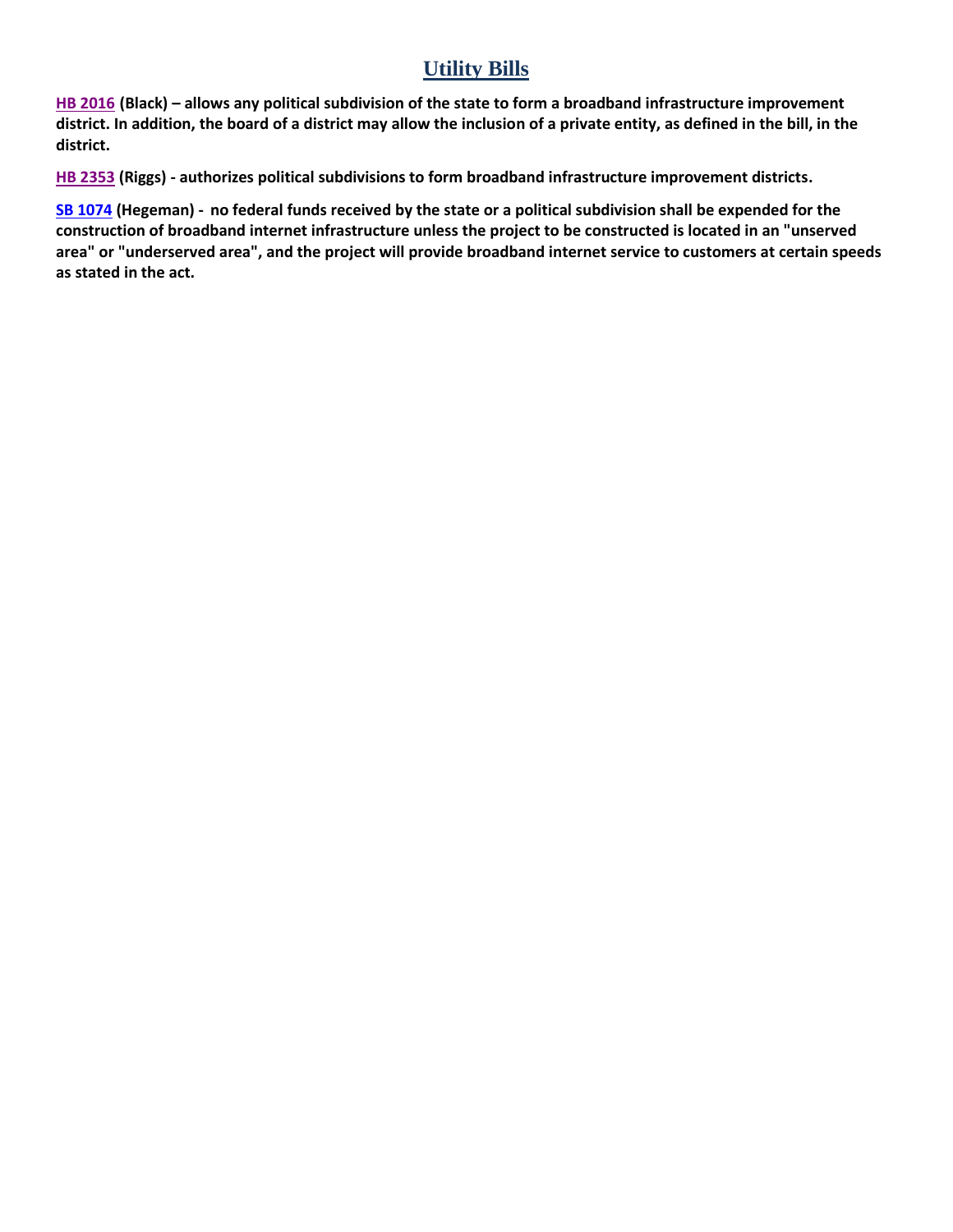# Utility Bills

**HB 2016 (Black) – allows any political subdivision of the state to form a broadband infrastructure improvement district. In addition, the board of a district may allow the inclusion of a private entity, as defined in the bill, in the district.**

**HB 2353 (Riggs) - authorizes political subdivisions to form broadband infrastructure improvement districts.**

**SB 1074 (Hegeman) - no federal funds received by the state or a political subdivision shall be expended for the construction of broadband internet infrastructure unless the project to be constructed is located in an "unserved area" or "underserved area", and the project will provide broadband internet service to customers at certain speeds as stated in the act.**